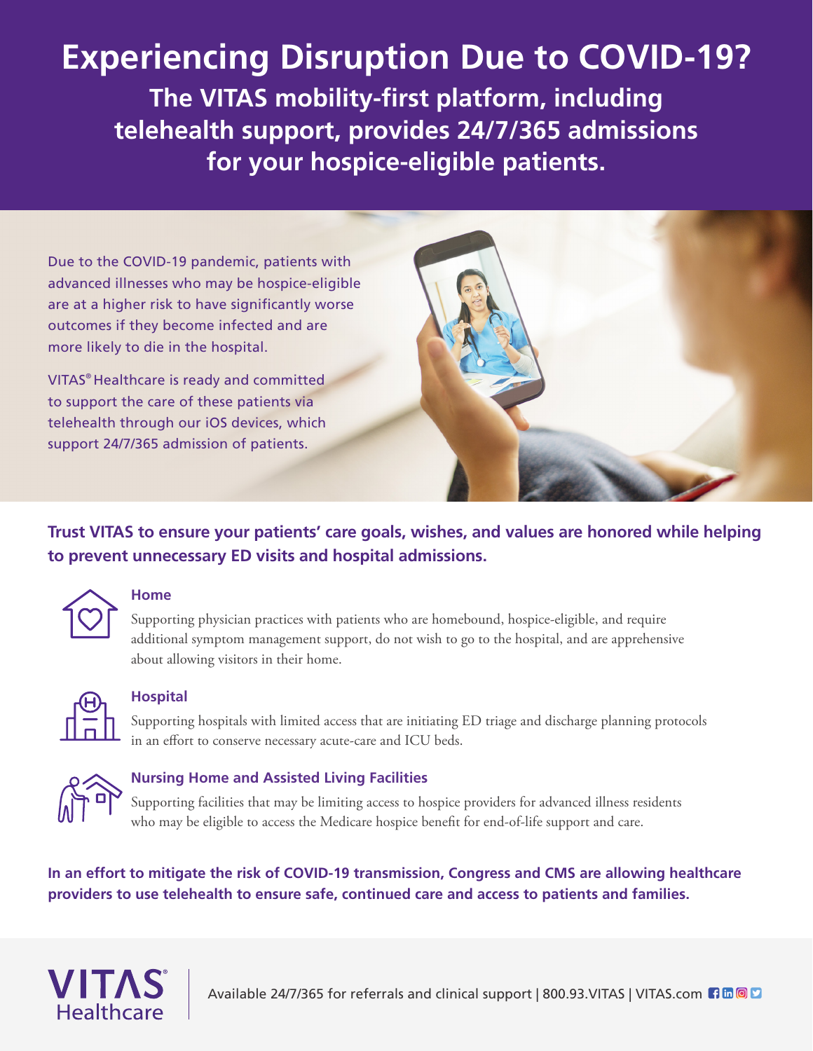# Experiencing Disruption Due to COVID-19?

## The VITAS mobility-first platform, including telehealth support, provides 24/7/365 admissions for your hospice-eligible patients.

Due to the COVID-19 pandemic, patients with advanced illnesses who may be hospice-eligible are at a higher risk to have significantly worse outcomes if they become infected and are more likely to die in the hospital.

VITAS® Healthcare is ready and committed to support the care of these patients via telehealth through our iOS devices, which support 24/7/365 admission of patients.

**Trust VITAS to ensure your patients' care goals, wishes, and values are honored while helping to prevent unnecessary ED visits and hospital admissions.**

### Home

Supporting physician practices with patients who are homebound, hospice-eligible, and require additional symptom management support, do not wish to go to the hospital, and are apprehensive about allowing visitors in their home.

### Hospital

Supporting hospitals with limited access that are initiating ED triage and discharge planning protocols in an effort to conserve necessary acute-care and ICU beds.

### Nursing Home and Assisted Living Facilities

Supporting facilities that may be limiting access to hospice providers for advanced illness residents who may be eligible to access the Medicare hospice benefit for end-of-life support and care.

**In an effort to mitigate the risk of COVID-19 transmission, Congress and CMS are allowing healthcare providers to use telehealth to ensure safe, continued care and access to patients and families.**

VITAS® Healthcare

Available 24/7/365 for referrals and clinical support | 800.93.VITAS | VITAS.com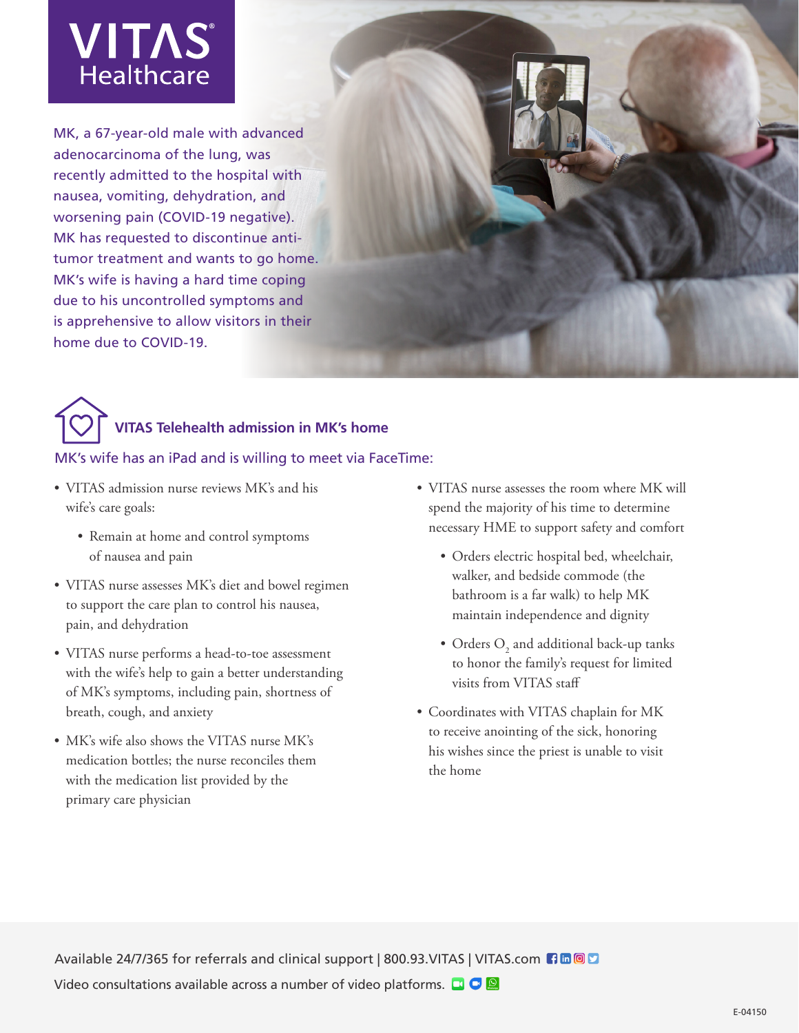VITAS® Healthcare

MK, a 67-year-old male with advanced adenocarcinoma of the lung, was recently admitted to the hospital with nausea, vomiting, dehydration, and worsening pain (COVID-19 negative). MK has requested to discontinue anti-tumor treatment and wants to go home. MK's wife is having a hard time coping due to his uncontrolled symptoms and is apprehensive to allow visitors in their home due to COVID-19.

## VITAS Telehealth admission in MK's home

MK's wife has an iPad and is willing to meet via FaceTime:

- VITAS admission nurse reviews MK's and his wife's care goals:
  - Remain at home and control symptoms of nausea and pain
- VITAS nurse assesses MK's diet and bowel regimen to support the care plan to control his nausea, pain, and dehydration
- VITAS nurse performs a head-to-toe assessment with the wife's help to gain a better understanding of MK's symptoms, including pain, shortness of breath, cough, and anxiety
- MK's wife also shows the VITAS nurse MK's medication bottles; the nurse reconciles them with the medication list provided by the primary care physician
- VITAS nurse assesses the room where MK will spend the majority of his time to determine necessary HME to support safety and comfort
  - Orders electric hospital bed, wheelchair, walker, and bedside commode (the bathroom is a far walk) to help MK maintain independence and dignity
  - Orders $O_2$ and additional back-up tanks to honor the family's request for limited visits from VITAS staff
- Coordinates with VITAS chaplain for MK to receive anointing of the sick, honoring his wishes since the priest is unable to visit the home

Available 24/7/365 for referrals and clinical support | 800.93.VITAS | VITAS.com

Video consultations available across a number of video platforms.

E-04150